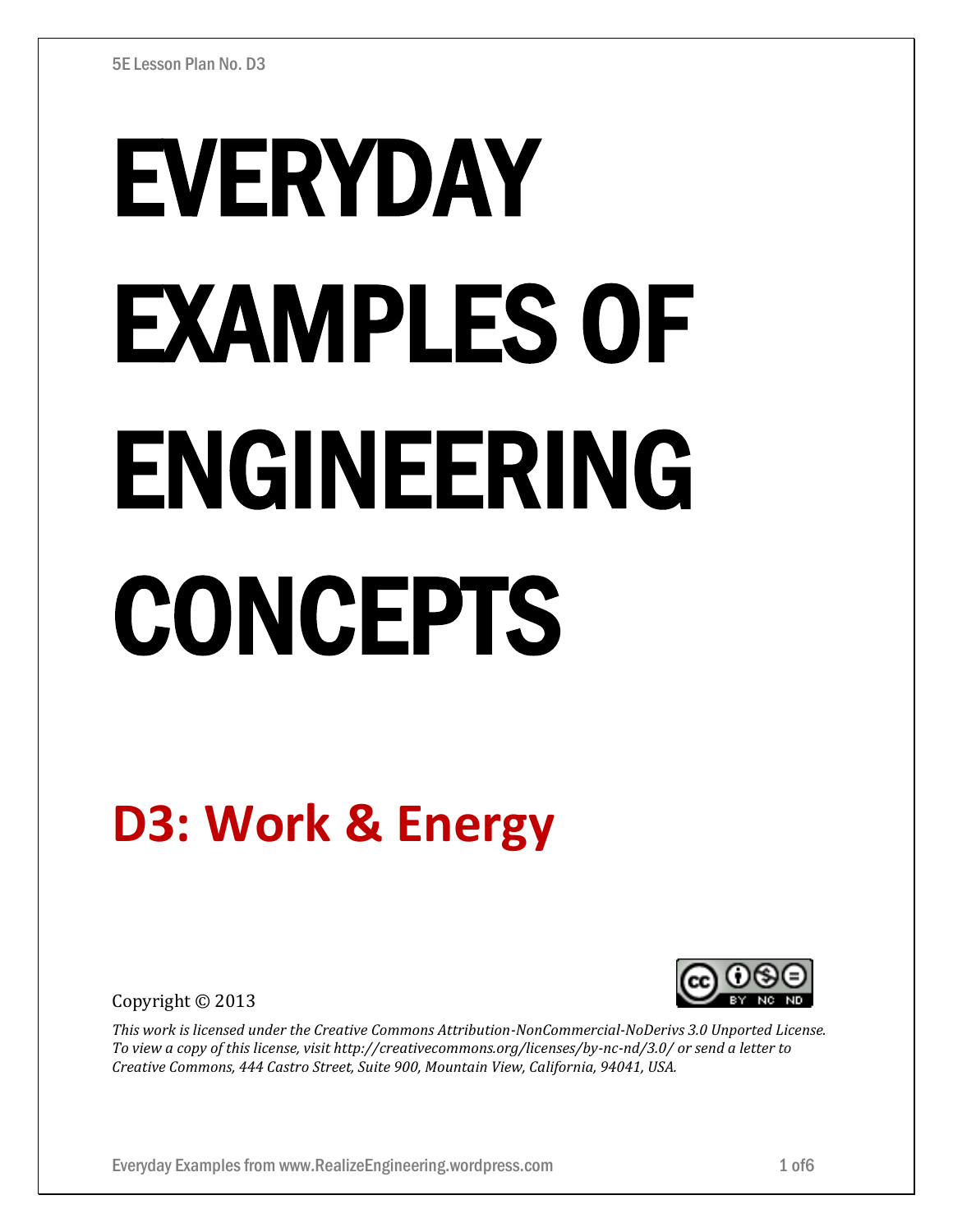5E Lesson Plan No. D3

# EVERYDAY EXAMPLES OF ENGINEERING CONCEPTS

## D3: Work & Energy

Copyright © 2013

*This work is licensed under the Creative Commons Attribution-NonCommercial-NoDerivs 3.0 Unported License. To view a copy of this license, visit http://creativecommons.org/licenses/by-nc-nd/3.0/ or send a letter to Creative Commons, 444 Castro Street, Suite 900, Mountain View, California, 94041, USA.*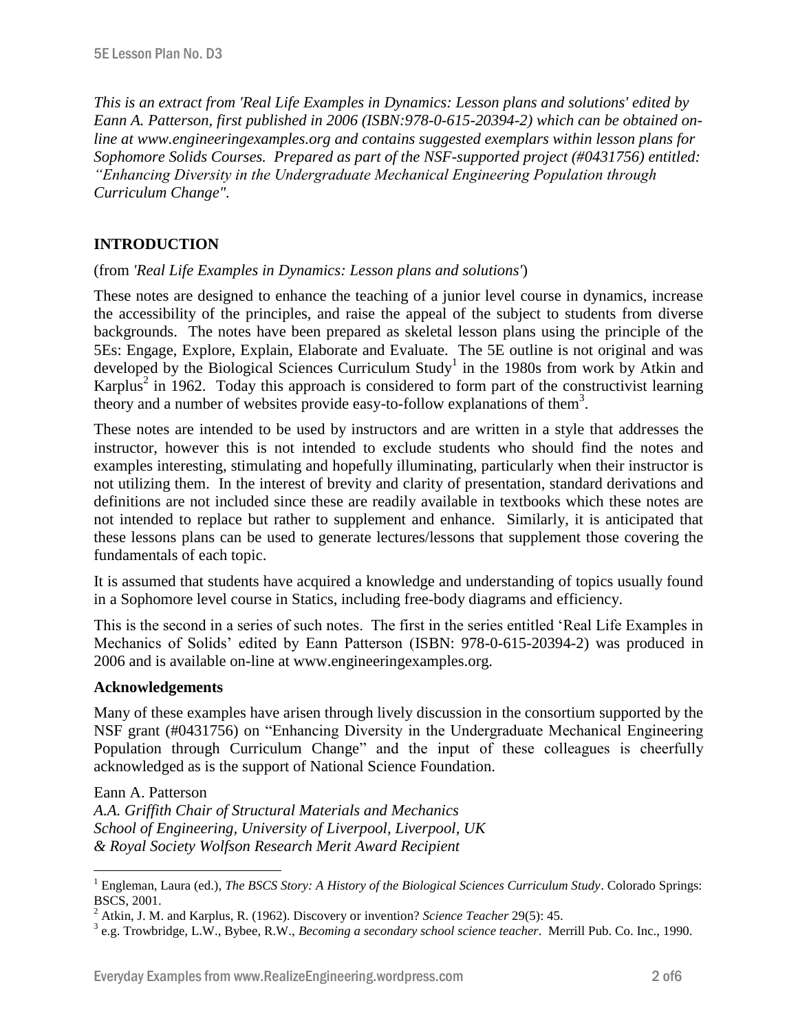*This is an extract from 'Real Life Examples in Dynamics: Lesson plans and solutions' edited by Eann A. Patterson, first published in 2006 (ISBN:978-0-615-20394-2) which can be obtained on-line at www.engineeringexamples.org and contains suggested exemplars within lesson plans for Sophomore Solids Courses. Prepared as part of the NSF-supported project (#0431756) entitled: "Enhancing Diversity in the Undergraduate Mechanical Engineering Population through Curriculum Change".*

## INTRODUCTION

(from *'Real Life Examples in Dynamics: Lesson plans and solutions'*)

These notes are designed to enhance the teaching of a junior level course in dynamics, increase the accessibility of the principles, and raise the appeal of the subject to students from diverse backgrounds. The notes have been prepared as skeletal lesson plans using the principle of the 5Es: Engage, Explore, Explain, Elaborate and Evaluate. The 5E outline is not original and was developed by the Biological Sciences Curriculum Study[1] in the 1980s from work by Atkin and Karplus[2] in 1962. Today this approach is considered to form part of the constructivist learning theory and a number of websites provide easy-to-follow explanations of them[3].

These notes are intended to be used by instructors and are written in a style that addresses the instructor, however this is not intended to exclude students who should find the notes and examples interesting, stimulating and hopefully illuminating, particularly when their instructor is not utilizing them. In the interest of brevity and clarity of presentation, standard derivations and definitions are not included since these are readily available in textbooks which these notes are not intended to replace but rather to supplement and enhance. Similarly, it is anticipated that these lessons plans can be used to generate lectures/lessons that supplement those covering the fundamentals of each topic.

It is assumed that students have acquired a knowledge and understanding of topics usually found in a Sophomore level course in Statics, including free-body diagrams and efficiency.

This is the second in a series of such notes. The first in the series entitled 'Real Life Examples in Mechanics of Solids' edited by Eann Patterson (ISBN: 978-0-615-20394-2) was produced in 2006 and is available on-line at www.engineeringexamples.org.

### Acknowledgements

Many of these examples have arisen through lively discussion in the consortium supported by the NSF grant (#0431756) on "Enhancing Diversity in the Undergraduate Mechanical Engineering Population through Curriculum Change" and the input of these colleagues is cheerfully acknowledged as is the support of National Science Foundation.

Eann A. Patterson
*A.A. Griffith Chair of Structural Materials and Mechanics*
*School of Engineering, University of Liverpool, Liverpool, UK*
*& Royal Society Wolfson Research Merit Award Recipient*

---

[1] Engleman, Laura (ed.), *The BSCS Story: A History of the Biological Sciences Curriculum Study*. Colorado Springs: BSCS, 2001.

[2] Atkin, J. M. and Karplus, R. (1962). Discovery or invention? *Science Teacher* 29(5): 45.

[3] e.g. Trowbridge, L.W., Bybee, R.W., *Becoming a secondary school science teacher*. Merrill Pub. Co. Inc., 1990.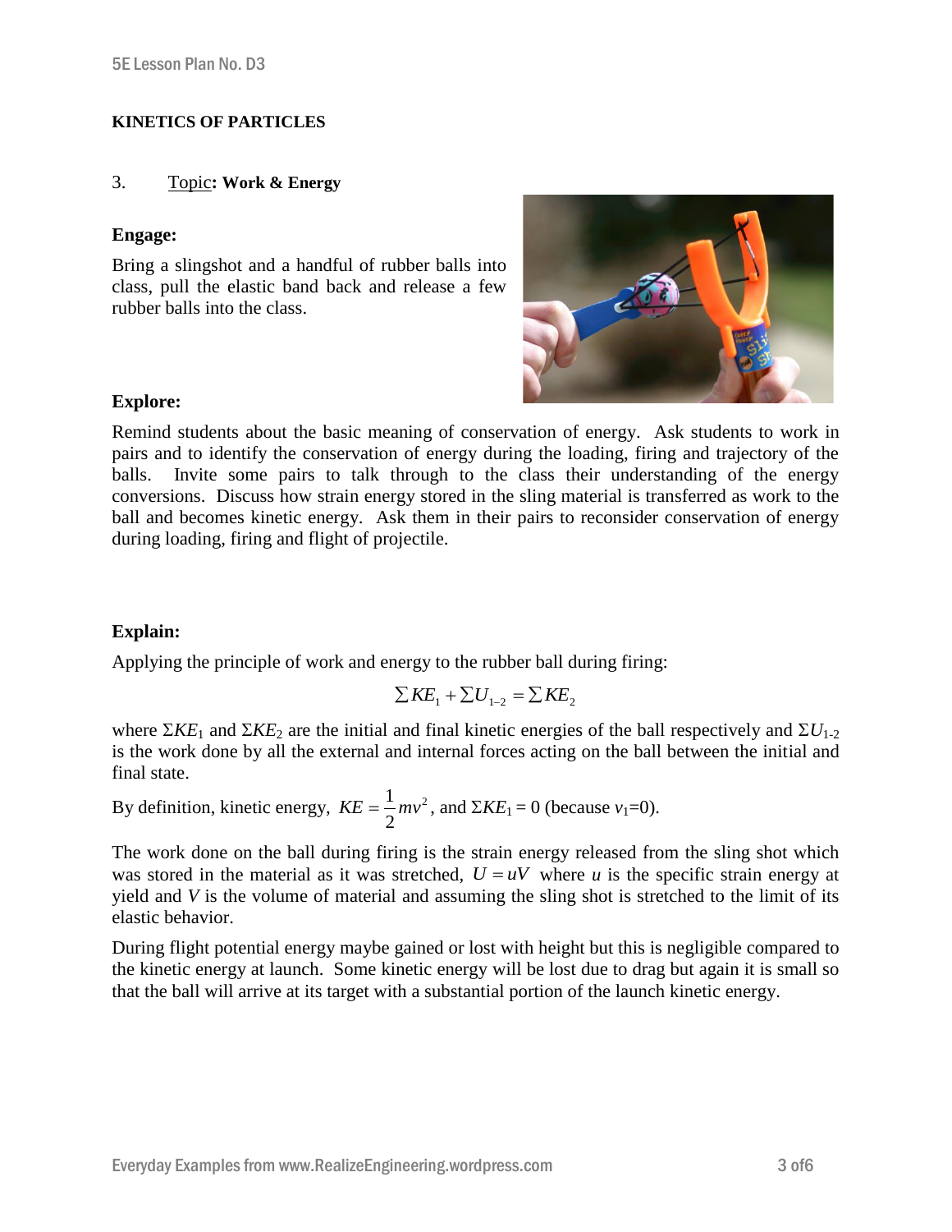**KINETICS OF PARTICLES**

3. Topic**: Work & Energy**

**Engage:**

Bring a slingshot and a handful of rubber balls into class, pull the elastic band back and release a few rubber balls into the class.

**Explore:**

Remind students about the basic meaning of conservation of energy. Ask students to work in pairs and to identify the conservation of energy during the loading, firing and trajectory of the balls. Invite some pairs to talk through to the class their understanding of the energy conversions. Discuss how strain energy stored in the sling material is transferred as work to the ball and becomes kinetic energy. Ask them in their pairs to reconsider conservation of energy during loading, firing and flight of projectile.

**Explain:**

Applying the principle of work and energy to the rubber ball during firing:

$$\sum KE_1 + \sum U_{1-2} = \sum KE_2$$

where $\Sigma KE_1$ and $\Sigma KE_2$ are the initial and final kinetic energies of the ball respectively and $\Sigma U_{1\text{-}2}$ is the work done by all the external and internal forces acting on the ball between the initial and final state.

By definition, kinetic energy, $KE = \frac{1}{2}mv^2$, and $\Sigma KE_1 = 0$ (because $v_1$=0).

The work done on the ball during firing is the strain energy released from the sling shot which was stored in the material as it was stretched, $U = uV$ where $u$ is the specific strain energy at yield and $V$ is the volume of material and assuming the sling shot is stretched to the limit of its elastic behavior.

During flight potential energy maybe gained or lost with height but this is negligible compared to the kinetic energy at launch. Some kinetic energy will be lost due to drag but again it is small so that the ball will arrive at its target with a substantial portion of the launch kinetic energy.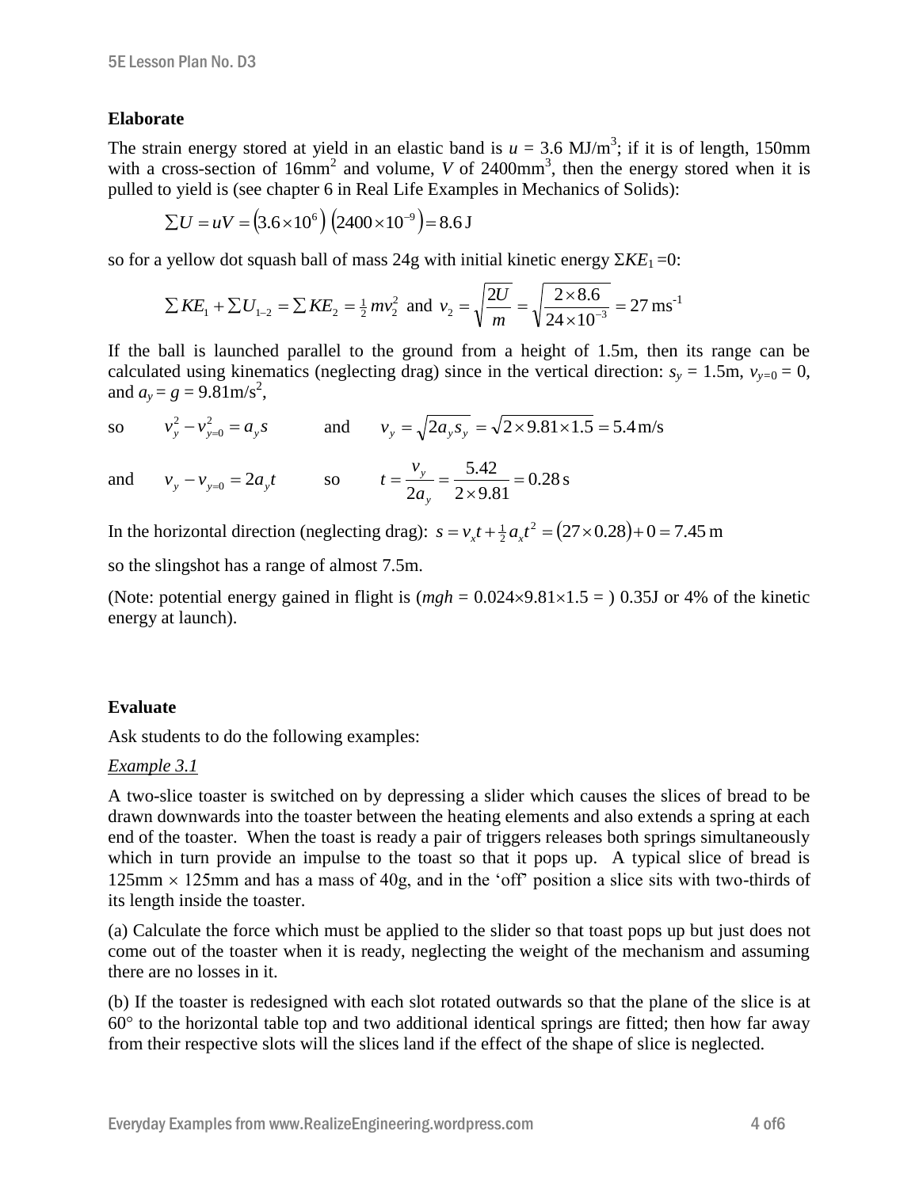### Elaborate

The strain energy stored at yield in an elastic band is $u$ = 3.6 MJ/m$^3$; if it is of length, 150mm with a cross-section of 16mm$^2$ and volume, $V$ of 2400mm$^3$, then the energy stored when it is pulled to yield is (see chapter 6 in Real Life Examples in Mechanics of Solids):

$$\sum U = uV = \left(3.6\times 10^{6}\right)\left(2400\times 10^{-9}\right) = 8.6\,\text{J}$$

so for a yellow dot squash ball of mass 24g with initial kinetic energy $\Sigma KE_1$ =0:

$$\sum KE_1 + \sum U_{1-2} = \sum KE_2 = \tfrac{1}{2}mv_2^2 \text{ and } v_2 = \sqrt{\frac{2U}{m}} = \sqrt{\frac{2\times 8.6}{24\times 10^{-3}}} = 27\,\text{ms}^{-1}$$

If the ball is launched parallel to the ground from a height of 1.5m, then its range can be calculated using kinematics (neglecting drag) since in the vertical direction: $s_y$ = 1.5m, $v_{y=0}$ = 0, and $a_y = g$ = 9.81m/s$^2$,

so $\quad v_y^2 - v_{y=0}^2 = a_y s \quad$ and $\quad v_y = \sqrt{2a_y s_y} = \sqrt{2\times 9.81\times 1.5} = 5.4\,\text{m/s}$

and $\quad v_y - v_{y=0} = 2a_y t \quad$ so $\quad t = \dfrac{v_y}{2a_y} = \dfrac{5.42}{2\times 9.81} = 0.28\,\text{s}$

In the horizontal direction (neglecting drag): $s = v_x t + \tfrac{1}{2}a_x t^2 = \left(27\times 0.28\right) + 0 = 7.45\,\text{m}$

so the slingshot has a range of almost 7.5m.

(Note: potential energy gained in flight is ($mgh$ = 0.024×9.81×1.5 = ) 0.35J or 4% of the kinetic energy at launch).

### Evaluate

Ask students to do the following examples:

*Example 3.1*

A two-slice toaster is switched on by depressing a slider which causes the slices of bread to be drawn downwards into the toaster between the heating elements and also extends a spring at each end of the toaster. When the toast is ready a pair of triggers releases both springs simultaneously which in turn provide an impulse to the toast so that it pops up. A typical slice of bread is 125mm × 125mm and has a mass of 40g, and in the 'off' position a slice sits with two-thirds of its length inside the toaster.

(a) Calculate the force which must be applied to the slider so that toast pops up but just does not come out of the toaster when it is ready, neglecting the weight of the mechanism and assuming there are no losses in it.

(b) If the toaster is redesigned with each slot rotated outwards so that the plane of the slice is at 60° to the horizontal table top and two additional identical springs are fitted; then how far away from their respective slots will the slices land if the effect of the shape of slice is neglected.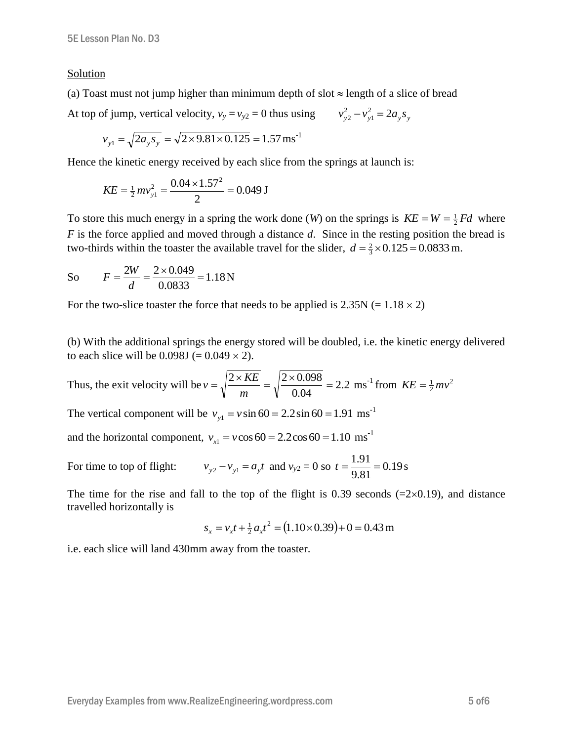Solution

(a) Toast must not jump higher than minimum depth of slot ≈ length of a slice of bread

At top of jump, vertical velocity, $v_y = v_{y2} = 0$ thus using $\quad v_{y2}^2 - v_{y1}^2 = 2a_y s_y$

$$v_{y1} = \sqrt{2a_y s_y} = \sqrt{2 \times 9.81 \times 0.125} = 1.57\,\text{ms}^{-1}$$

Hence the kinetic energy received by each slice from the springs at launch is:

$$KE = \tfrac{1}{2} m v_{y1}^2 = \frac{0.04 \times 1.57^2}{2} = 0.049\,\text{J}$$

To store this much energy in a spring the work done ($W$) on the springs is $KE = W = \tfrac{1}{2} Fd$ where $F$ is the force applied and moved through a distance $d$. Since in the resting position the bread is two-thirds within the toaster the available travel for the slider, $d = \tfrac{2}{3} \times 0.125 = 0.0833\,\text{m}$.

So $\quad F = \dfrac{2W}{d} = \dfrac{2 \times 0.049}{0.0833} = 1.18\,\text{N}$

For the two-slice toaster the force that needs to be applied is 2.35N (= 1.18 × 2)

(b) With the additional springs the energy stored will be doubled, i.e. the kinetic energy delivered to each slice will be 0.098J (= 0.049 × 2).

Thus, the exit velocity will be $v = \sqrt{\dfrac{2 \times KE}{m}} = \sqrt{\dfrac{2 \times 0.098}{0.04}} = 2.2\ \text{ms}^{-1}$ from $KE = \tfrac{1}{2} m v^2$

The vertical component will be $v_{y1} = v \sin 60 = 2.2 \sin 60 = 1.91\ \text{ms}^{-1}$

and the horizontal component, $v_{x1} = v \cos 60 = 2.2 \cos 60 = 1.10\ \text{ms}^{-1}$

For time to top of flight: $\quad v_{y2} - v_{y1} = a_y t$ and $v_{y2} = 0$ so $t = \dfrac{1.91}{9.81} = 0.19\,\text{s}$

The time for the rise and fall to the top of the flight is 0.39 seconds (=2×0.19), and distance travelled horizontally is

$$s_x = v_x t + \tfrac{1}{2} a_x t^2 = (1.10 \times 0.39) + 0 = 0.43\,\text{m}$$

i.e. each slice will land 430mm away from the toaster.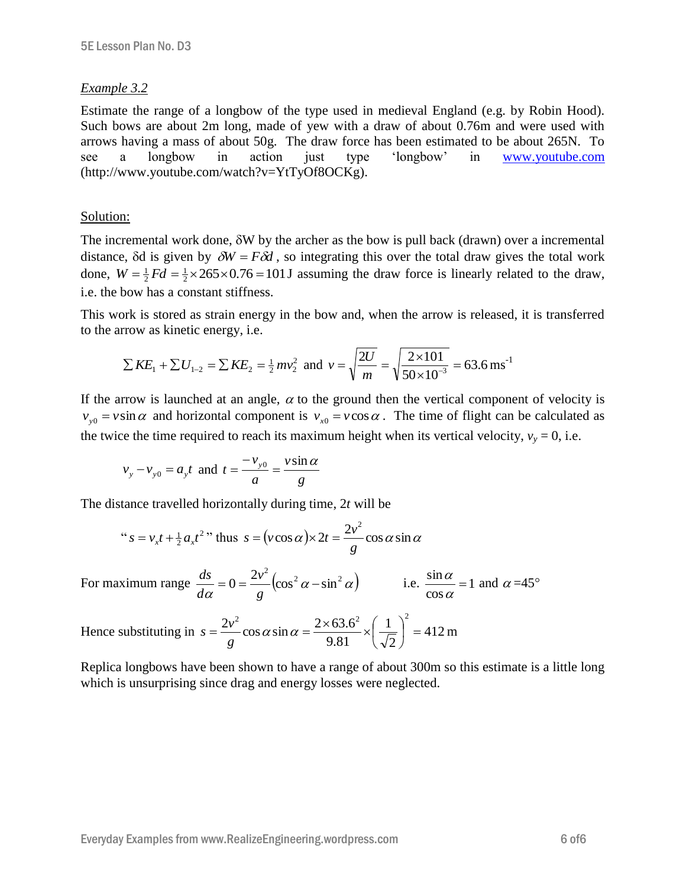*Example 3.2*

Estimate the range of a longbow of the type used in medieval England (e.g. by Robin Hood). Such bows are about 2m long, made of yew with a draw of about 0.76m and were used with arrows having a mass of about 50g. The draw force has been estimated to be about 265N. To see a longbow in action just type 'longbow' in www.youtube.com (http://www.youtube.com/watch?v=YtTyOf8OCKg).

Solution:

The incremental work done, δW by the archer as the bow is pull back (drawn) over a incremental distance, δd is given by $\delta W = F\delta d$, so integrating this over the total draw gives the total work done, $W = \frac{1}{2}Fd = \frac{1}{2}\times 265\times 0.76 = 101\,\text{J}$ assuming the draw force is linearly related to the draw, i.e. the bow has a constant stiffness.

This work is stored as strain energy in the bow and, when the arrow is released, it is transferred to the arrow as kinetic energy, i.e.

$$\sum KE_1 + \sum U_{1-2} = \sum KE_2 = \tfrac{1}{2}mv_2^2 \text{ and } v = \sqrt{\frac{2U}{m}} = \sqrt{\frac{2\times 101}{50\times 10^{-3}}} = 63.6\,\text{ms}^{-1}$$

If the arrow is launched at an angle, $\alpha$ to the ground then the vertical component of velocity is $v_{y0} = v\sin\alpha$ and horizontal component is $v_{x0} = v\cos\alpha$. The time of flight can be calculated as the twice the time required to reach its maximum height when its vertical velocity, $v_y = 0$, i.e.

$$v_y - v_{y0} = a_y t \text{ and } t = \frac{-v_{y0}}{a} = \frac{v\sin\alpha}{g}$$

The distance travelled horizontally during time, $2t$ will be

$$\text{"}s = v_x t + \tfrac{1}{2}a_x t^2\text{" thus } s = (v\cos\alpha)\times 2t = \frac{2v^2}{g}\cos\alpha\sin\alpha$$

For maximum range $\frac{ds}{d\alpha} = 0 = \frac{2v^2}{g}\left(\cos^2\alpha - \sin^2\alpha\right)$ i.e. $\frac{\sin\alpha}{\cos\alpha} = 1$ and $\alpha = 45°$

Hence substituting in $s = \frac{2v^2}{g}\cos\alpha\sin\alpha = \frac{2\times 63.6^2}{9.81}\times\left(\frac{1}{\sqrt{2}}\right)^2 = 412\,\text{m}$

Replica longbows have been shown to have a range of about 300m so this estimate is a little long which is unsurprising since drag and energy losses were neglected.